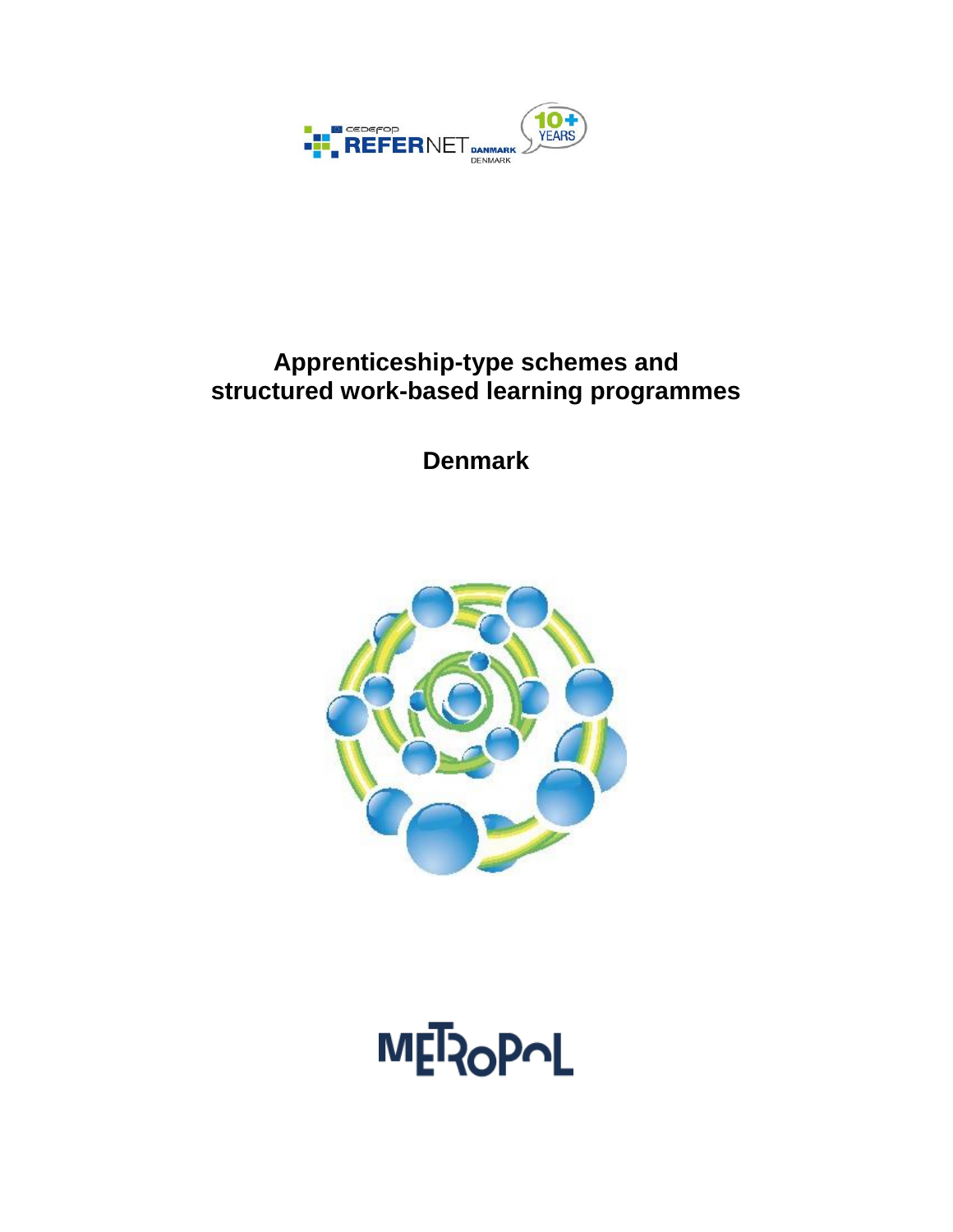# Apprenticeship-type schemes and structured work-based learning programmes

## Denmark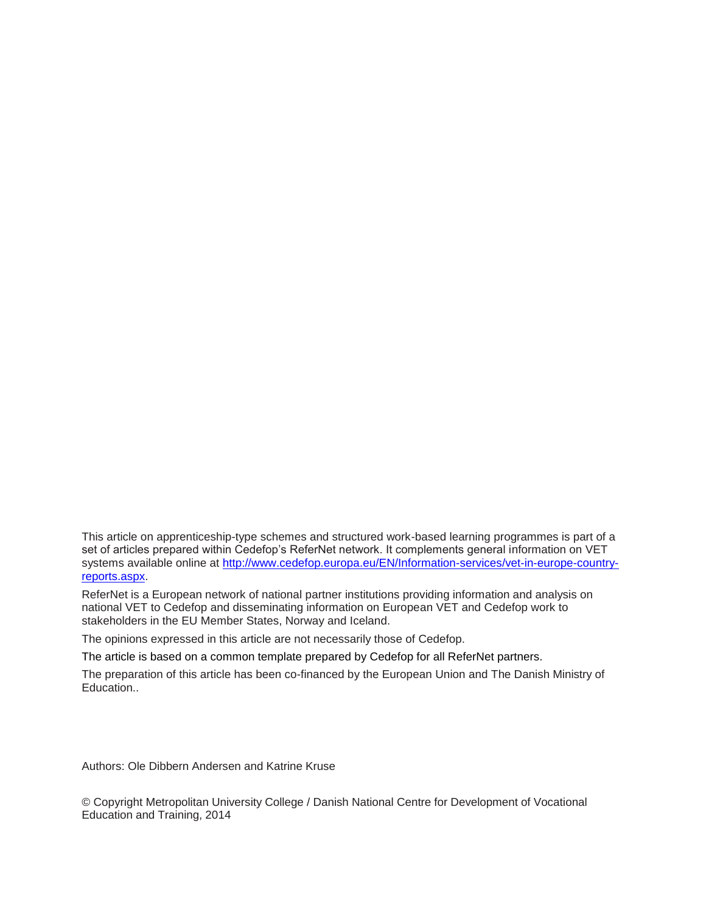This article on apprenticeship-type schemes and structured work-based learning programmes is part of a set of articles prepared within Cedefop's ReferNet network. It complements general information on VET systems available online at [http://www.cedefop.europa.eu/EN/Information-services/vet-in-europe-country-reports.aspx](http://www.cedefop.europa.eu/EN/Information-services/vet-in-europe-country-reports.aspx).

ReferNet is a European network of national partner institutions providing information and analysis on national VET to Cedefop and disseminating information on European VET and Cedefop work to stakeholders in the EU Member States, Norway and Iceland.

The opinions expressed in this article are not necessarily those of Cedefop.

The article is based on a common template prepared by Cedefop for all ReferNet partners.

The preparation of this article has been co-financed by the European Union and The Danish Ministry of Education..

Authors: Ole Dibbern Andersen and Katrine Kruse

© Copyright Metropolitan University College / Danish National Centre for Development of Vocational Education and Training, 2014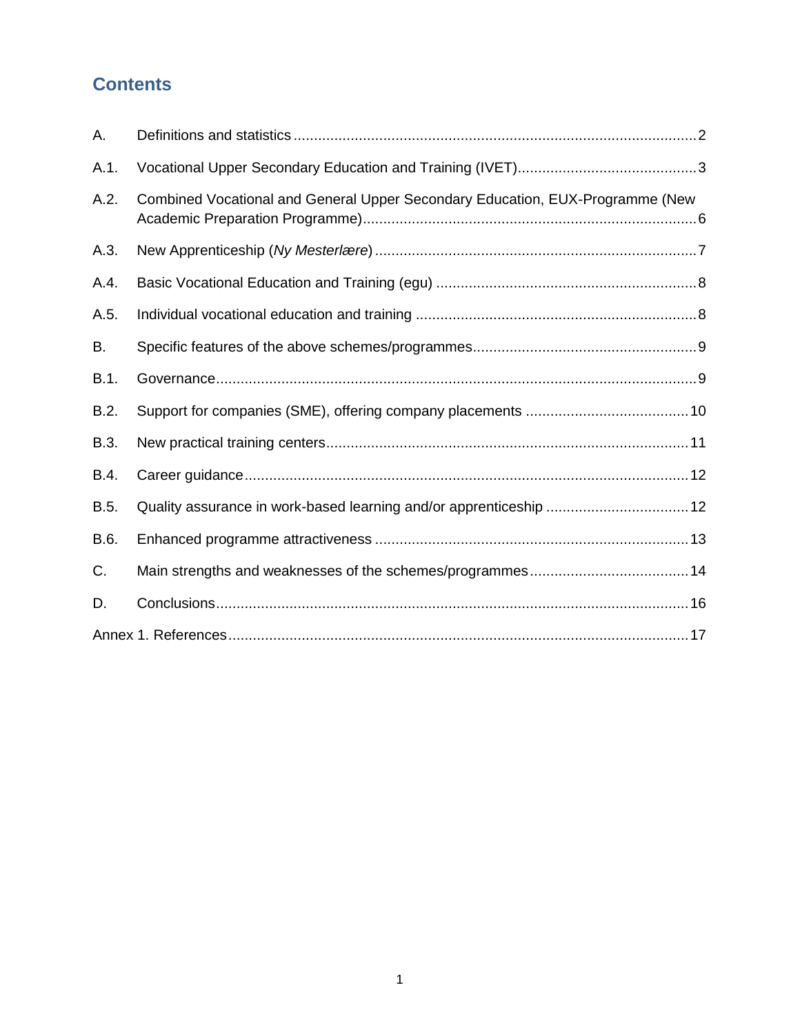## Contents

| | | |
|---|---|---|
| A. | Definitions and statistics | 2 |
| A.1. | Vocational Upper Secondary Education and Training (IVET) | 3 |
| A.2. | Combined Vocational and General Upper Secondary Education, EUX-Programme (New Academic Preparation Programme) | 6 |
| A.3. | New Apprenticeship (*Ny Mesterlære*) | 7 |
| A.4. | Basic Vocational Education and Training (egu) | 8 |
| A.5. | Individual vocational education and training | 8 |
| B. | Specific features of the above schemes/programmes | 9 |
| B.1. | Governance | 9 |
| B.2. | Support for companies (SME), offering company placements | 10 |
| B.3. | New practical training centers | 11 |
| B.4. | Career guidance | 12 |
| B.5. | Quality assurance in work-based learning and/or apprenticeship | 12 |
| B.6. | Enhanced programme attractiveness | 13 |
| C. | Main strengths and weaknesses of the schemes/programmes | 14 |
| D. | Conclusions | 16 |
| Annex 1. | References | 17 |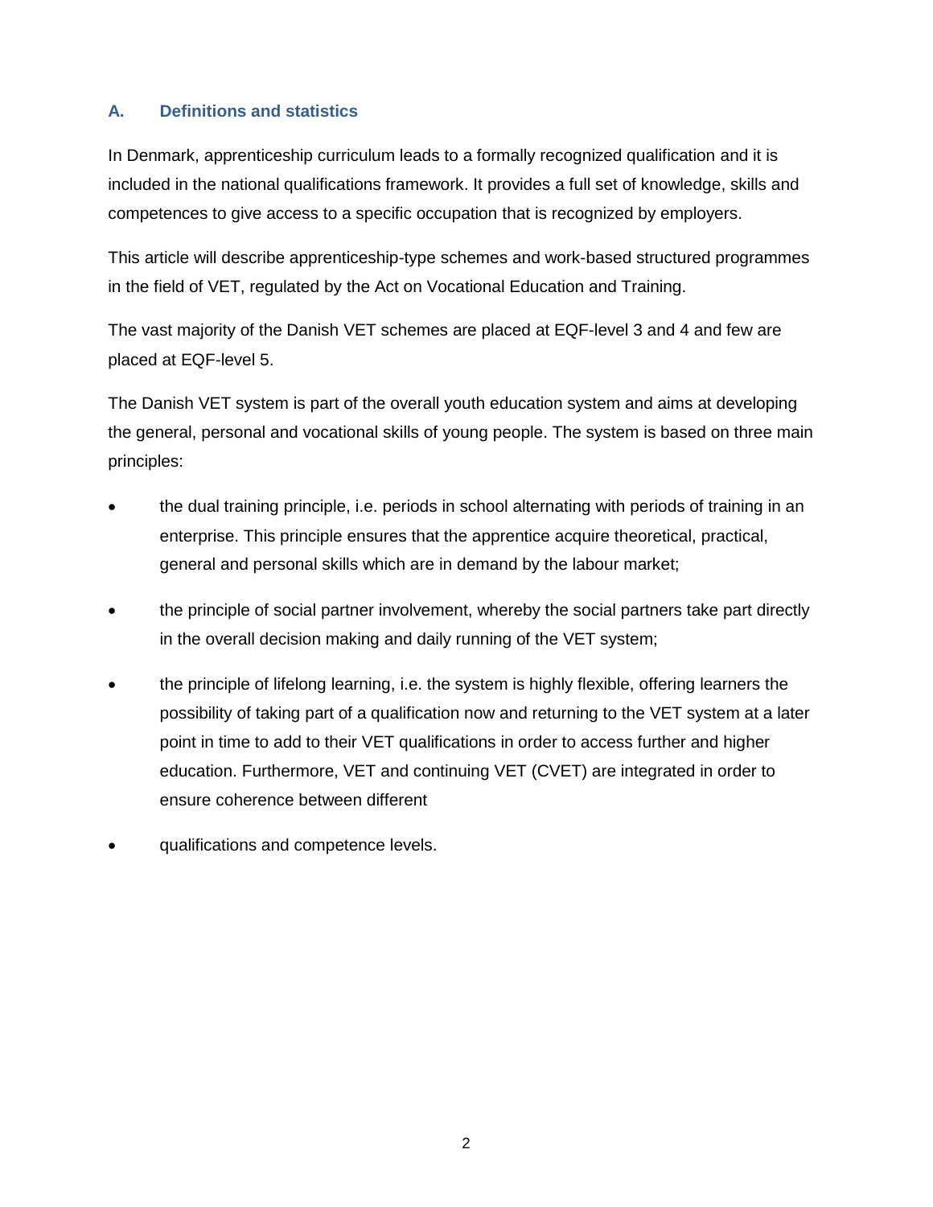## A. Definitions and statistics

In Denmark, apprenticeship curriculum leads to a formally recognized qualification and it is included in the national qualifications framework. It provides a full set of knowledge, skills and competences to give access to a specific occupation that is recognized by employers.

This article will describe apprenticeship-type schemes and work-based structured programmes in the field of VET, regulated by the Act on Vocational Education and Training.

The vast majority of the Danish VET schemes are placed at EQF-level 3 and 4 and few are placed at EQF-level 5.

The Danish VET system is part of the overall youth education system and aims at developing the general, personal and vocational skills of young people. The system is based on three main principles:

- the dual training principle, i.e. periods in school alternating with periods of training in an enterprise. This principle ensures that the apprentice acquire theoretical, practical, general and personal skills which are in demand by the labour market;
- the principle of social partner involvement, whereby the social partners take part directly in the overall decision making and daily running of the VET system;
- the principle of lifelong learning, i.e. the system is highly flexible, offering learners the possibility of taking part of a qualification now and returning to the VET system at a later point in time to add to their VET qualifications in order to access further and higher education. Furthermore, VET and continuing VET (CVET) are integrated in order to ensure coherence between different
- qualifications and competence levels.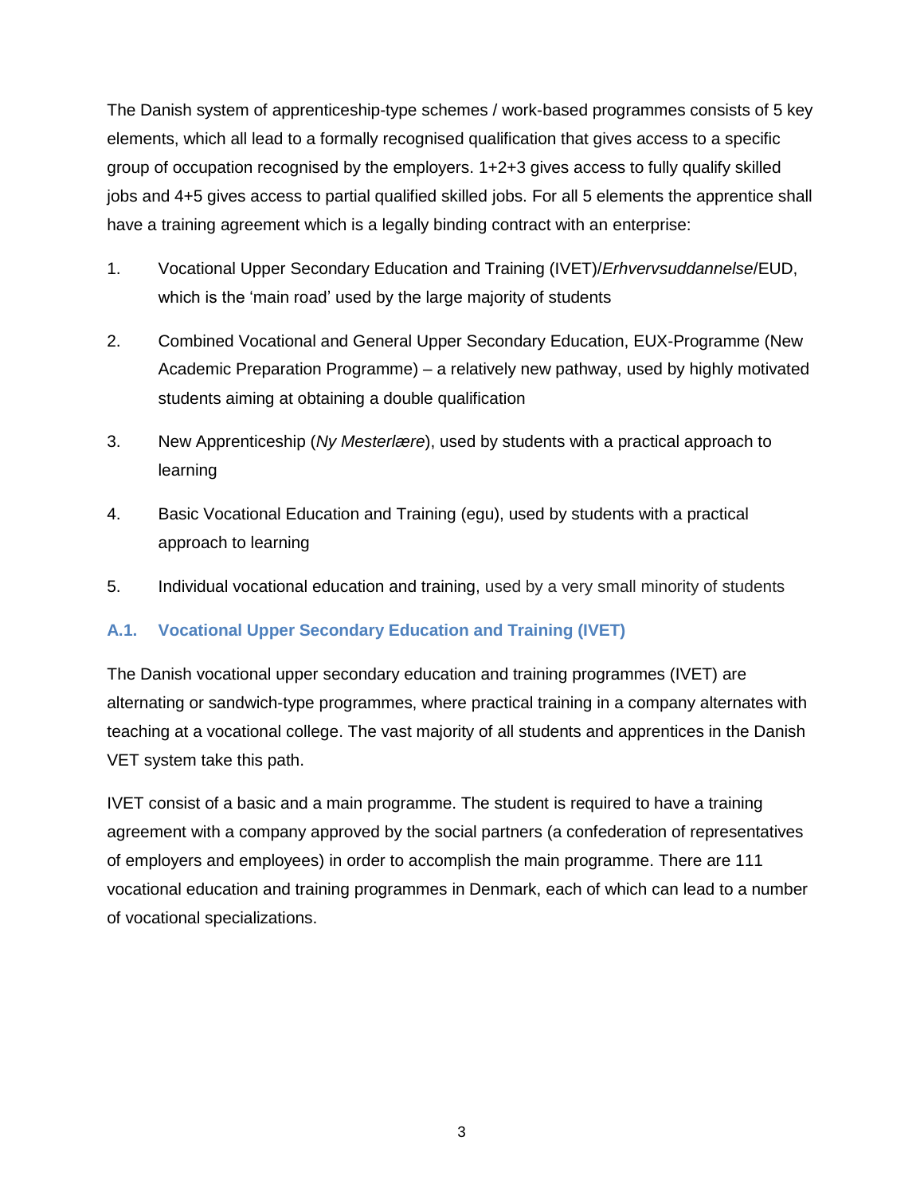The Danish system of apprenticeship-type schemes / work-based programmes consists of 5 key elements, which all lead to a formally recognised qualification that gives access to a specific group of occupation recognised by the employers. 1+2+3 gives access to fully qualify skilled jobs and 4+5 gives access to partial qualified skilled jobs. For all 5 elements the apprentice shall have a training agreement which is a legally binding contract with an enterprise:

1. Vocational Upper Secondary Education and Training (IVET)/*Erhvervsuddannelse*/EUD, which is the 'main road' used by the large majority of students
2. Combined Vocational and General Upper Secondary Education, EUX-Programme (New Academic Preparation Programme) – a relatively new pathway, used by highly motivated students aiming at obtaining a double qualification
3. New Apprenticeship (*Ny Mesterlære*), used by students with a practical approach to learning
4. Basic Vocational Education and Training (egu), used by students with a practical approach to learning
5. Individual vocational education and training, used by a very small minority of students

## A.1. Vocational Upper Secondary Education and Training (IVET)

The Danish vocational upper secondary education and training programmes (IVET) are alternating or sandwich-type programmes, where practical training in a company alternates with teaching at a vocational college. The vast majority of all students and apprentices in the Danish VET system take this path.

IVET consist of a basic and a main programme. The student is required to have a training agreement with a company approved by the social partners (a confederation of representatives of employers and employees) in order to accomplish the main programme. There are 111 vocational education and training programmes in Denmark, each of which can lead to a number of vocational specializations.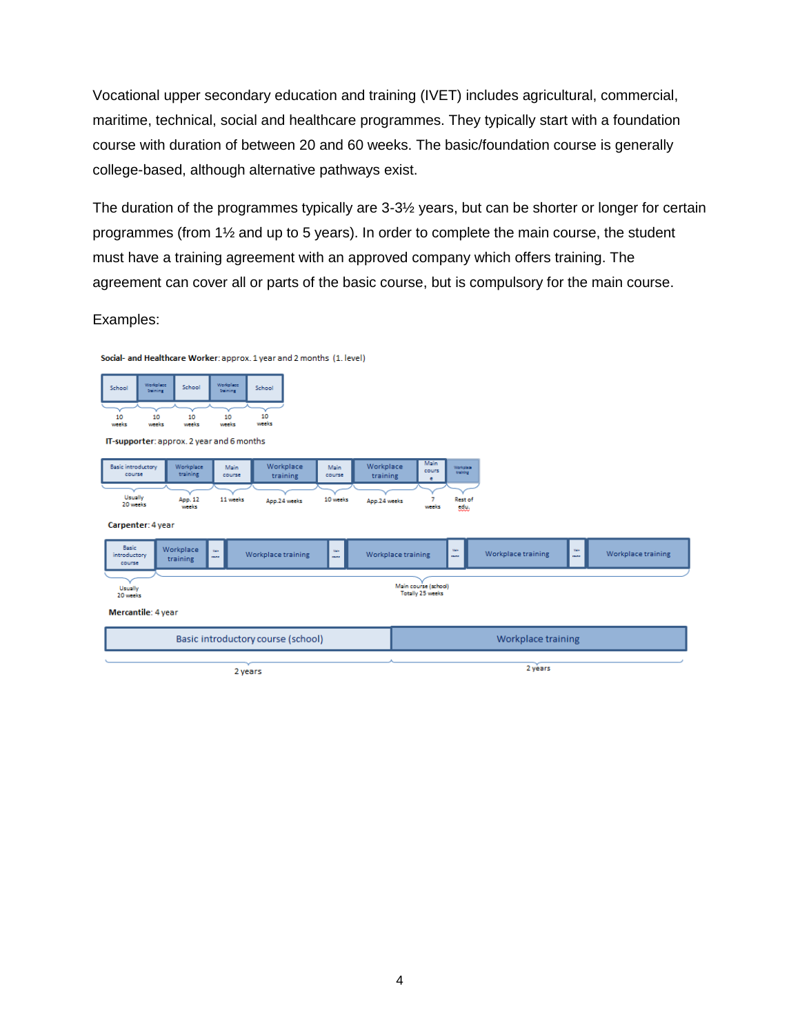Vocational upper secondary education and training (IVET) includes agricultural, commercial, maritime, technical, social and healthcare programmes. They typically start with a foundation course with duration of between 20 and 60 weeks. The basic/foundation course is generally college-based, although alternative pathways exist.

The duration of the programmes typically are 3-3½ years, but can be shorter or longer for certain programmes (from 1½ and up to 5 years). In order to complete the main course, the student must have a training agreement with an approved company which offers training. The agreement can cover all or parts of the basic course, but is compulsory for the main course.

Examples:

**Social- and Healthcare Worker**: approx. 1 year and 2 months (1. level)

| School | Workplace training | School | Workplace training | School |
|---|---|---|---|---|
| 10 weeks | 10 weeks | 10 weeks | 10 weeks | 10 weeks |

**IT-supporter**: approx. 2 year and 6 months

| Basic introductory course | Workplace training | Main course | Workplace training | Main course | Workplace training | Main course | Workplace training |
|---|---|---|---|---|---|---|---|
| Usually 20 weeks | App. 12 weeks | 11 weeks | App.24 weeks | 10 weeks | App.24 weeks | 7 weeks | Rest of edu. |

**Carpenter**: 4 year

| Basic introductory course | Workplace training | Main course | Workplace training | Main course | Workplace training | Main course | Workplace training | Main course | Workplace training |
|---|---|---|---|---|---|---|---|---|---|
| Usually 20 weeks | | | | | | | | | |

Main course (school) Totally 25 weeks

**Mercantile**: 4 year

| Basic introductory course (school) | Workplace training |
|---|---|
| 2 years | 2 years |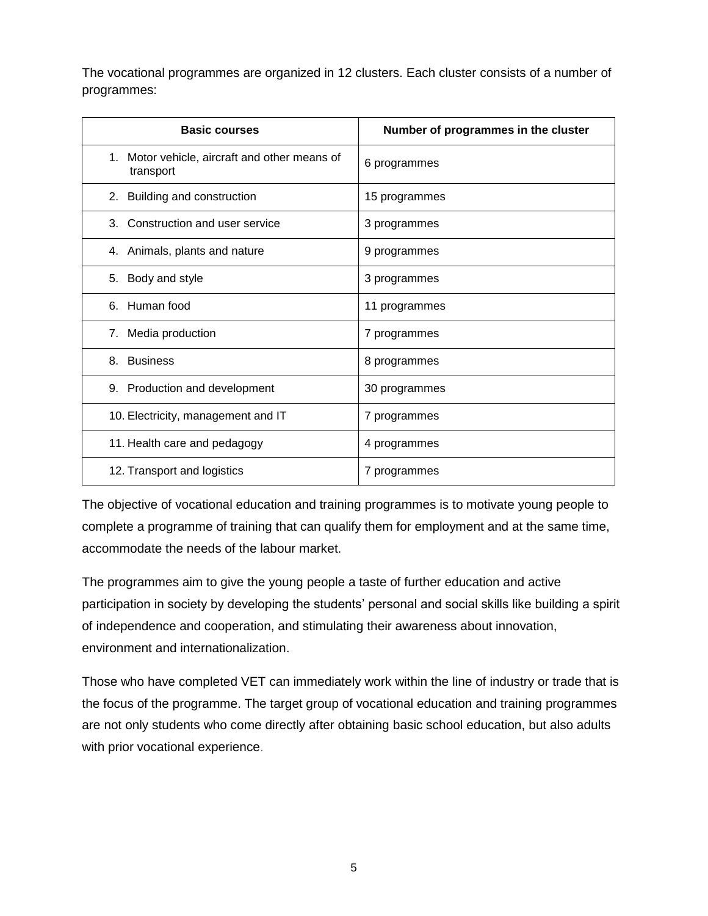The vocational programmes are organized in 12 clusters. Each cluster consists of a number of programmes:

| Basic courses | Number of programmes in the cluster |
| --- | --- |
| 1. Motor vehicle, aircraft and other means of transport | 6 programmes |
| 2. Building and construction | 15 programmes |
| 3. Construction and user service | 3 programmes |
| 4. Animals, plants and nature | 9 programmes |
| 5. Body and style | 3 programmes |
| 6. Human food | 11 programmes |
| 7. Media production | 7 programmes |
| 8. Business | 8 programmes |
| 9. Production and development | 30 programmes |
| 10. Electricity, management and IT | 7 programmes |
| 11. Health care and pedagogy | 4 programmes |
| 12. Transport and logistics | 7 programmes |

The objective of vocational education and training programmes is to motivate young people to complete a programme of training that can qualify them for employment and at the same time, accommodate the needs of the labour market.

The programmes aim to give the young people a taste of further education and active participation in society by developing the students' personal and social skills like building a spirit of independence and cooperation, and stimulating their awareness about innovation, environment and internationalization.

Those who have completed VET can immediately work within the line of industry or trade that is the focus of the programme. The target group of vocational education and training programmes are not only students who come directly after obtaining basic school education, but also adults with prior vocational experience.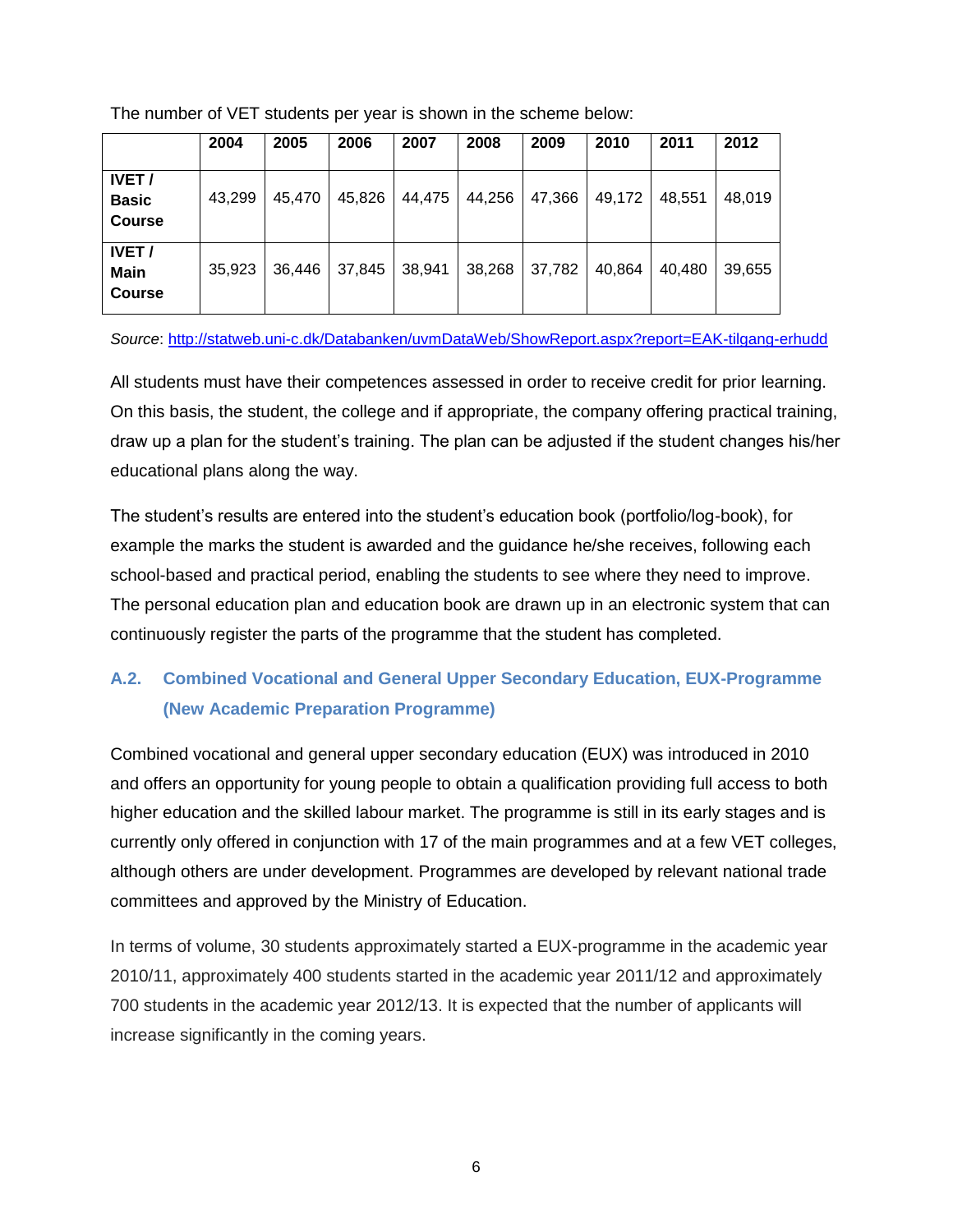The number of VET students per year is shown in the scheme below:

| | 2004 | 2005 | 2006 | 2007 | 2008 | 2009 | 2010 | 2011 | 2012 |
|---|---|---|---|---|---|---|---|---|---|
| **IVET / Basic Course** | 43,299 | 45,470 | 45,826 | 44,475 | 44,256 | 47,366 | 49,172 | 48,551 | 48,019 |
| **IVET / Main Course** | 35,923 | 36,446 | 37,845 | 38,941 | 38,268 | 37,782 | 40,864 | 40,480 | 39,655 |

*Source*: http://statweb.uni-c.dk/Databanken/uvmDataWeb/ShowReport.aspx?report=EAK-tilgang-erhudd

All students must have their competences assessed in order to receive credit for prior learning. On this basis, the student, the college and if appropriate, the company offering practical training, draw up a plan for the student's training. The plan can be adjusted if the student changes his/her educational plans along the way.

The student's results are entered into the student's education book (portfolio/log-book), for example the marks the student is awarded and the guidance he/she receives, following each school-based and practical period, enabling the students to see where they need to improve. The personal education plan and education book are drawn up in an electronic system that can continuously register the parts of the programme that the student has completed.

### A.2. Combined Vocational and General Upper Secondary Education, EUX-Programme (New Academic Preparation Programme)

Combined vocational and general upper secondary education (EUX) was introduced in 2010 and offers an opportunity for young people to obtain a qualification providing full access to both higher education and the skilled labour market. The programme is still in its early stages and is currently only offered in conjunction with 17 of the main programmes and at a few VET colleges, although others are under development. Programmes are developed by relevant national trade committees and approved by the Ministry of Education.

In terms of volume, 30 students approximately started a EUX-programme in the academic year 2010/11, approximately 400 students started in the academic year 2011/12 and approximately 700 students in the academic year 2012/13. It is expected that the number of applicants will increase significantly in the coming years.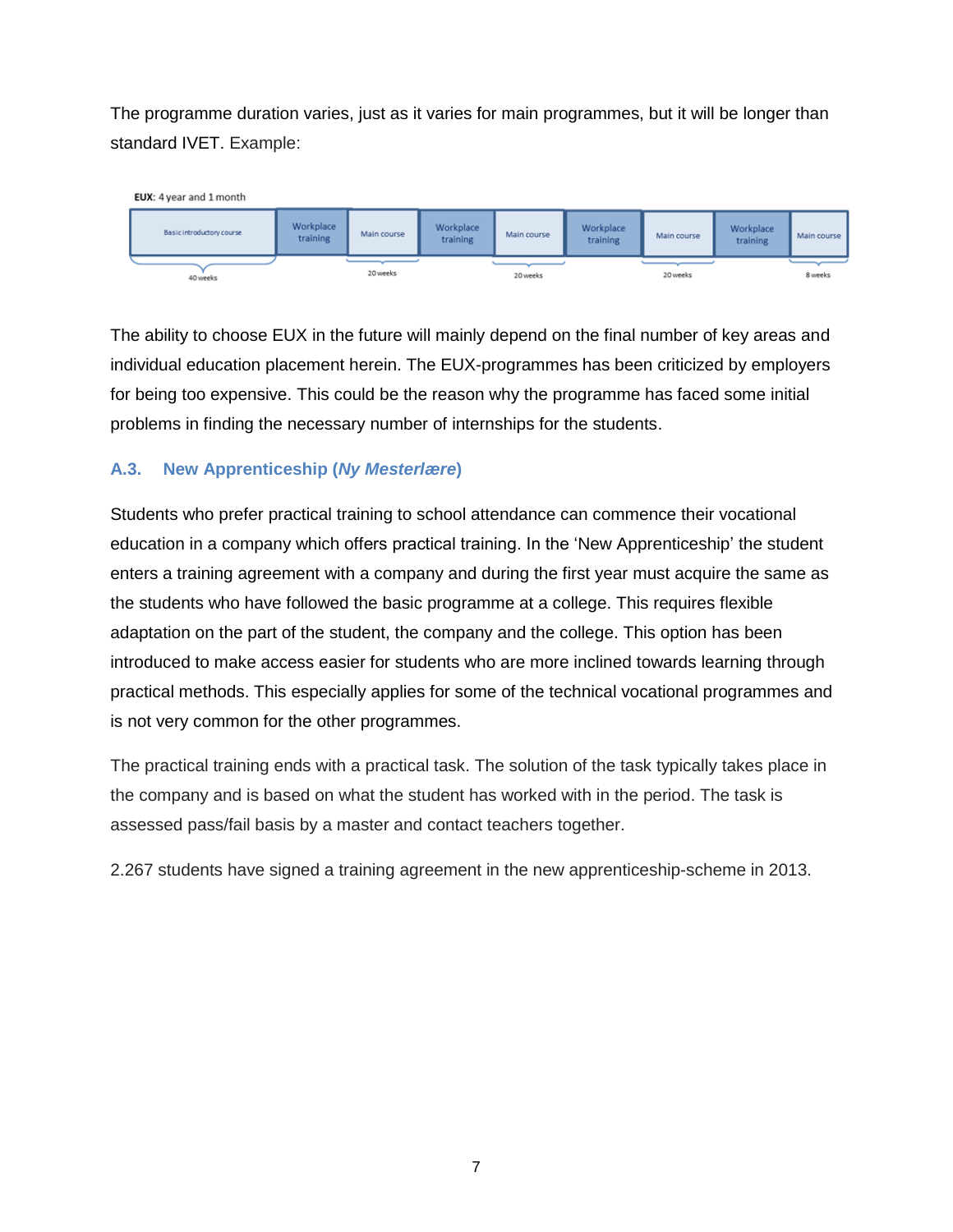The programme duration varies, just as it varies for main programmes, but it will be longer than standard IVET. Example:

**EUX:** 4 year and 1 month

| Basic introductory course | Workplace training | Main course | Workplace training | Main course | Workplace training | Main course | Workplace training | Main course |
|---|---|---|---|---|---|---|---|---|
| 40 weeks | | 20 weeks | | 20 weeks | | 20 weeks | | 8 weeks |

The ability to choose EUX in the future will mainly depend on the final number of key areas and individual education placement herein. The EUX-programmes has been criticized by employers for being too expensive. This could be the reason why the programme has faced some initial problems in finding the necessary number of internships for the students.

### A.3. New Apprenticeship (*Ny Mesterlære*)

Students who prefer practical training to school attendance can commence their vocational education in a company which offers practical training. In the 'New Apprenticeship' the student enters a training agreement with a company and during the first year must acquire the same as the students who have followed the basic programme at a college. This requires flexible adaptation on the part of the student, the company and the college. This option has been introduced to make access easier for students who are more inclined towards learning through practical methods. This especially applies for some of the technical vocational programmes and is not very common for the other programmes.

The practical training ends with a practical task. The solution of the task typically takes place in the company and is based on what the student has worked with in the period. The task is assessed pass/fail basis by a master and contact teachers together.

2.267 students have signed a training agreement in the new apprenticeship-scheme in 2013.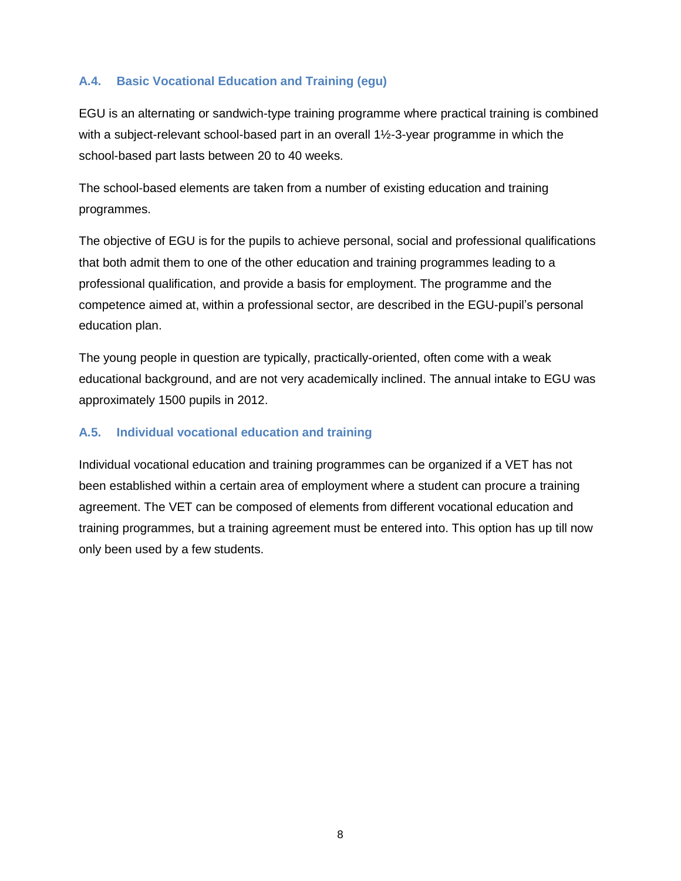### A.4. Basic Vocational Education and Training (egu)

EGU is an alternating or sandwich-type training programme where practical training is combined with a subject-relevant school-based part in an overall 1½-3-year programme in which the school-based part lasts between 20 to 40 weeks.

The school-based elements are taken from a number of existing education and training programmes.

The objective of EGU is for the pupils to achieve personal, social and professional qualifications that both admit them to one of the other education and training programmes leading to a professional qualification, and provide a basis for employment. The programme and the competence aimed at, within a professional sector, are described in the EGU-pupil's personal education plan.

The young people in question are typically, practically-oriented, often come with a weak educational background, and are not very academically inclined. The annual intake to EGU was approximately 1500 pupils in 2012.

### A.5. Individual vocational education and training

Individual vocational education and training programmes can be organized if a VET has not been established within a certain area of employment where a student can procure a training agreement. The VET can be composed of elements from different vocational education and training programmes, but a training agreement must be entered into. This option has up till now only been used by a few students.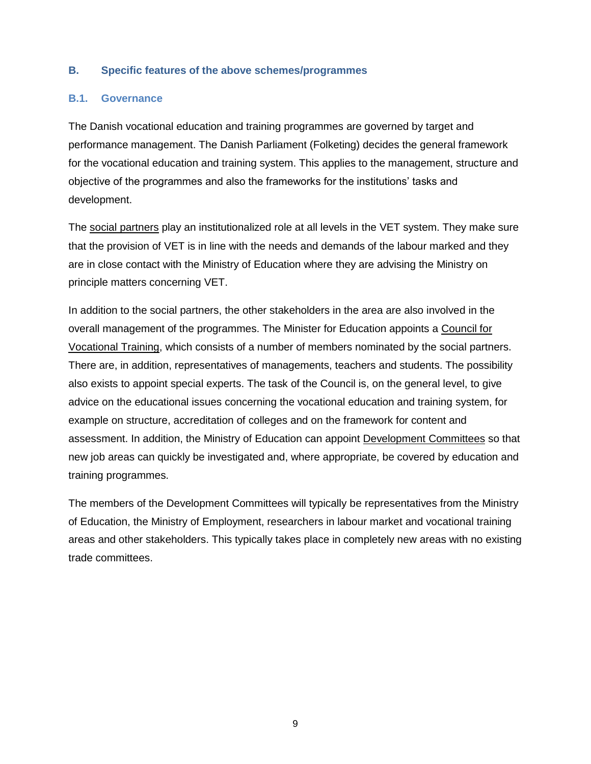## B. Specific features of the above schemes/programmes

### B.1. Governance

The Danish vocational education and training programmes are governed by target and performance management. The Danish Parliament (Folketing) decides the general framework for the vocational education and training system. This applies to the management, structure and objective of the programmes and also the frameworks for the institutions' tasks and development.

The social partners play an institutionalized role at all levels in the VET system. They make sure that the provision of VET is in line with the needs and demands of the labour marked and they are in close contact with the Ministry of Education where they are advising the Ministry on principle matters concerning VET.

In addition to the social partners, the other stakeholders in the area are also involved in the overall management of the programmes. The Minister for Education appoints a Council for Vocational Training, which consists of a number of members nominated by the social partners. There are, in addition, representatives of managements, teachers and students. The possibility also exists to appoint special experts. The task of the Council is, on the general level, to give advice on the educational issues concerning the vocational education and training system, for example on structure, accreditation of colleges and on the framework for content and assessment. In addition, the Ministry of Education can appoint Development Committees so that new job areas can quickly be investigated and, where appropriate, be covered by education and training programmes.

The members of the Development Committees will typically be representatives from the Ministry of Education, the Ministry of Employment, researchers in labour market and vocational training areas and other stakeholders. This typically takes place in completely new areas with no existing trade committees.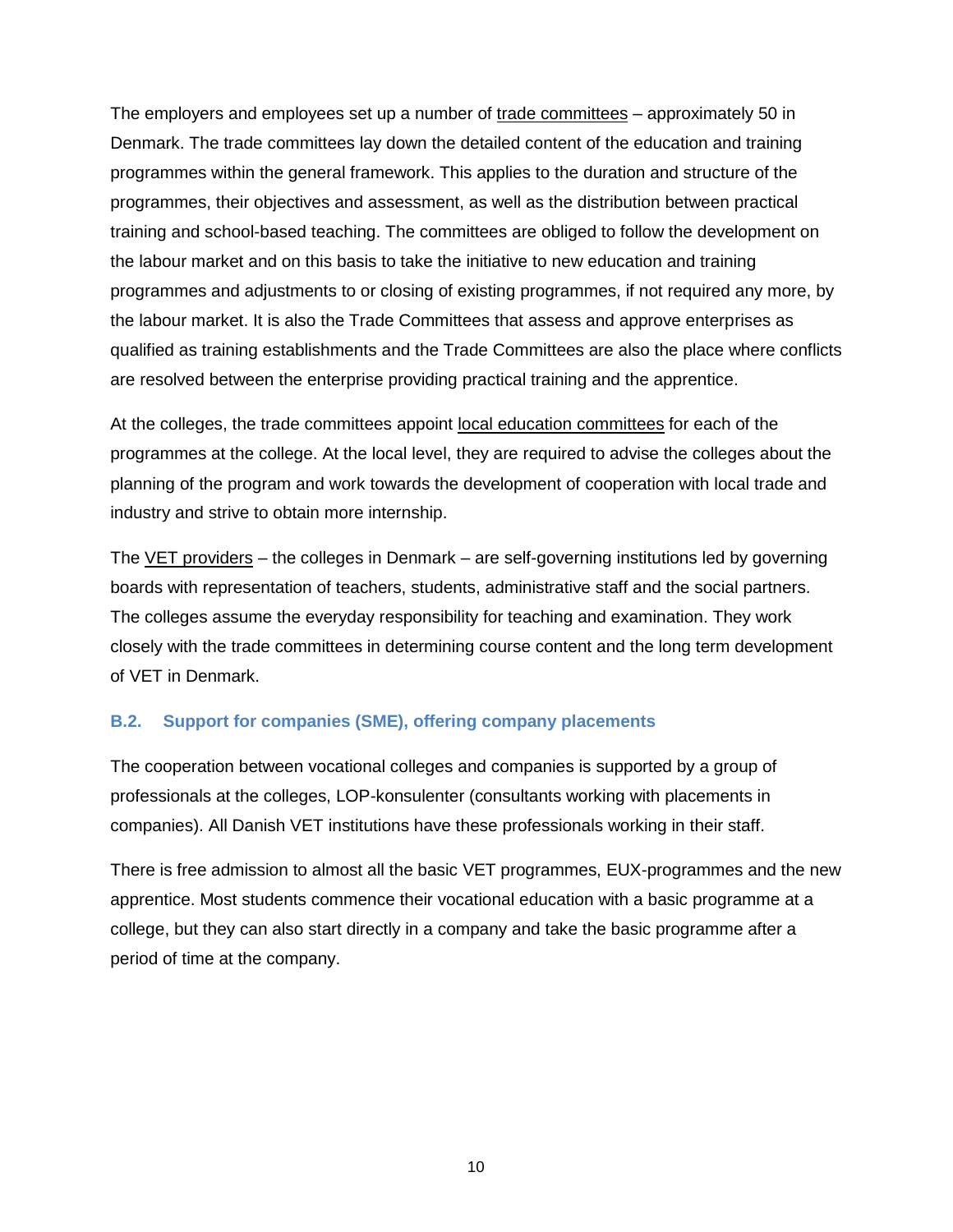The employers and employees set up a number of trade committees – approximately 50 in Denmark. The trade committees lay down the detailed content of the education and training programmes within the general framework. This applies to the duration and structure of the programmes, their objectives and assessment, as well as the distribution between practical training and school-based teaching. The committees are obliged to follow the development on the labour market and on this basis to take the initiative to new education and training programmes and adjustments to or closing of existing programmes, if not required any more, by the labour market. It is also the Trade Committees that assess and approve enterprises as qualified as training establishments and the Trade Committees are also the place where conflicts are resolved between the enterprise providing practical training and the apprentice.

At the colleges, the trade committees appoint local education committees for each of the programmes at the college. At the local level, they are required to advise the colleges about the planning of the program and work towards the development of cooperation with local trade and industry and strive to obtain more internship.

The VET providers – the colleges in Denmark – are self-governing institutions led by governing boards with representation of teachers, students, administrative staff and the social partners. The colleges assume the everyday responsibility for teaching and examination. They work closely with the trade committees in determining course content and the long term development of VET in Denmark.

### B.2. Support for companies (SME), offering company placements

The cooperation between vocational colleges and companies is supported by a group of professionals at the colleges, LOP-konsulenter (consultants working with placements in companies). All Danish VET institutions have these professionals working in their staff.

There is free admission to almost all the basic VET programmes, EUX-programmes and the new apprentice. Most students commence their vocational education with a basic programme at a college, but they can also start directly in a company and take the basic programme after a period of time at the company.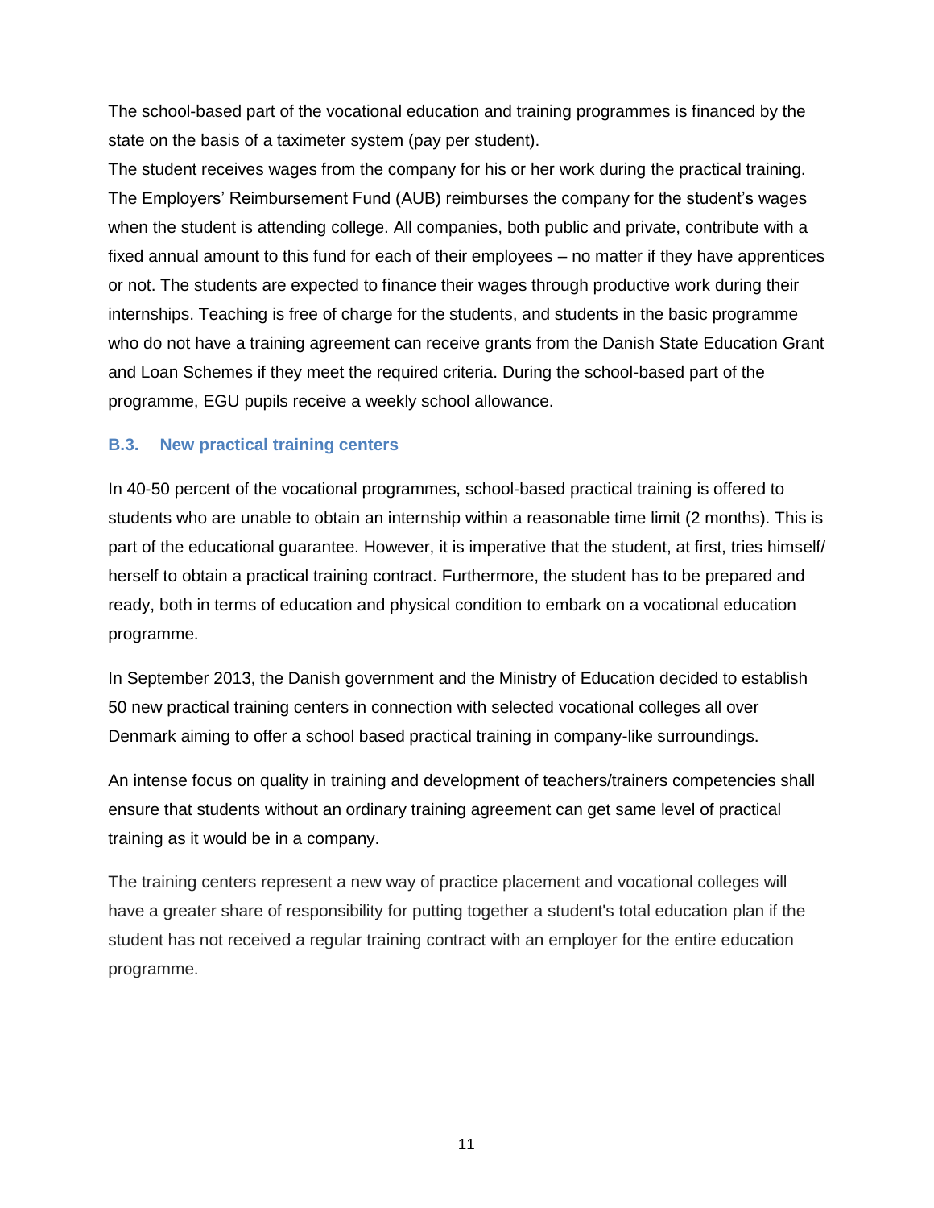The school-based part of the vocational education and training programmes is financed by the state on the basis of a taximeter system (pay per student).

The student receives wages from the company for his or her work during the practical training. The Employers' Reimbursement Fund (AUB) reimburses the company for the student's wages when the student is attending college. All companies, both public and private, contribute with a fixed annual amount to this fund for each of their employees – no matter if they have apprentices or not. The students are expected to finance their wages through productive work during their internships. Teaching is free of charge for the students, and students in the basic programme who do not have a training agreement can receive grants from the Danish State Education Grant and Loan Schemes if they meet the required criteria. During the school-based part of the programme, EGU pupils receive a weekly school allowance.

### B.3. New practical training centers

In 40-50 percent of the vocational programmes, school-based practical training is offered to students who are unable to obtain an internship within a reasonable time limit (2 months). This is part of the educational guarantee. However, it is imperative that the student, at first, tries himself/herself to obtain a practical training contract. Furthermore, the student has to be prepared and ready, both in terms of education and physical condition to embark on a vocational education programme.

In September 2013, the Danish government and the Ministry of Education decided to establish 50 new practical training centers in connection with selected vocational colleges all over Denmark aiming to offer a school based practical training in company-like surroundings.

An intense focus on quality in training and development of teachers/trainers competencies shall ensure that students without an ordinary training agreement can get same level of practical training as it would be in a company.

The training centers represent a new way of practice placement and vocational colleges will have a greater share of responsibility for putting together a student's total education plan if the student has not received a regular training contract with an employer for the entire education programme.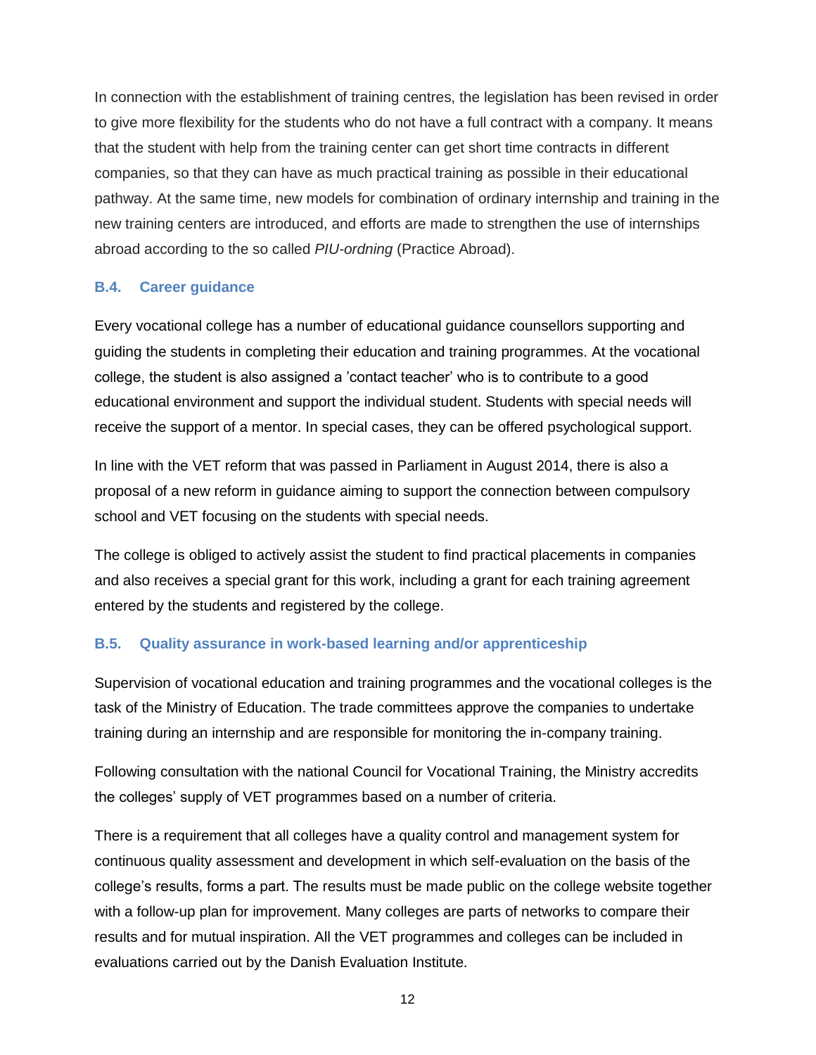In connection with the establishment of training centres, the legislation has been revised in order to give more flexibility for the students who do not have a full contract with a company. It means that the student with help from the training center can get short time contracts in different companies, so that they can have as much practical training as possible in their educational pathway. At the same time, new models for combination of ordinary internship and training in the new training centers are introduced, and efforts are made to strengthen the use of internships abroad according to the so called *PIU-ordning* (Practice Abroad).

### B.4. Career guidance

Every vocational college has a number of educational guidance counsellors supporting and guiding the students in completing their education and training programmes. At the vocational college, the student is also assigned a 'contact teacher' who is to contribute to a good educational environment and support the individual student. Students with special needs will receive the support of a mentor. In special cases, they can be offered psychological support.

In line with the VET reform that was passed in Parliament in August 2014, there is also a proposal of a new reform in guidance aiming to support the connection between compulsory school and VET focusing on the students with special needs.

The college is obliged to actively assist the student to find practical placements in companies and also receives a special grant for this work, including a grant for each training agreement entered by the students and registered by the college.

### B.5. Quality assurance in work-based learning and/or apprenticeship

Supervision of vocational education and training programmes and the vocational colleges is the task of the Ministry of Education. The trade committees approve the companies to undertake training during an internship and are responsible for monitoring the in-company training.

Following consultation with the national Council for Vocational Training, the Ministry accredits the colleges' supply of VET programmes based on a number of criteria.

There is a requirement that all colleges have a quality control and management system for continuous quality assessment and development in which self-evaluation on the basis of the college's results, forms a part. The results must be made public on the college website together with a follow-up plan for improvement. Many colleges are parts of networks to compare their results and for mutual inspiration. All the VET programmes and colleges can be included in evaluations carried out by the Danish Evaluation Institute.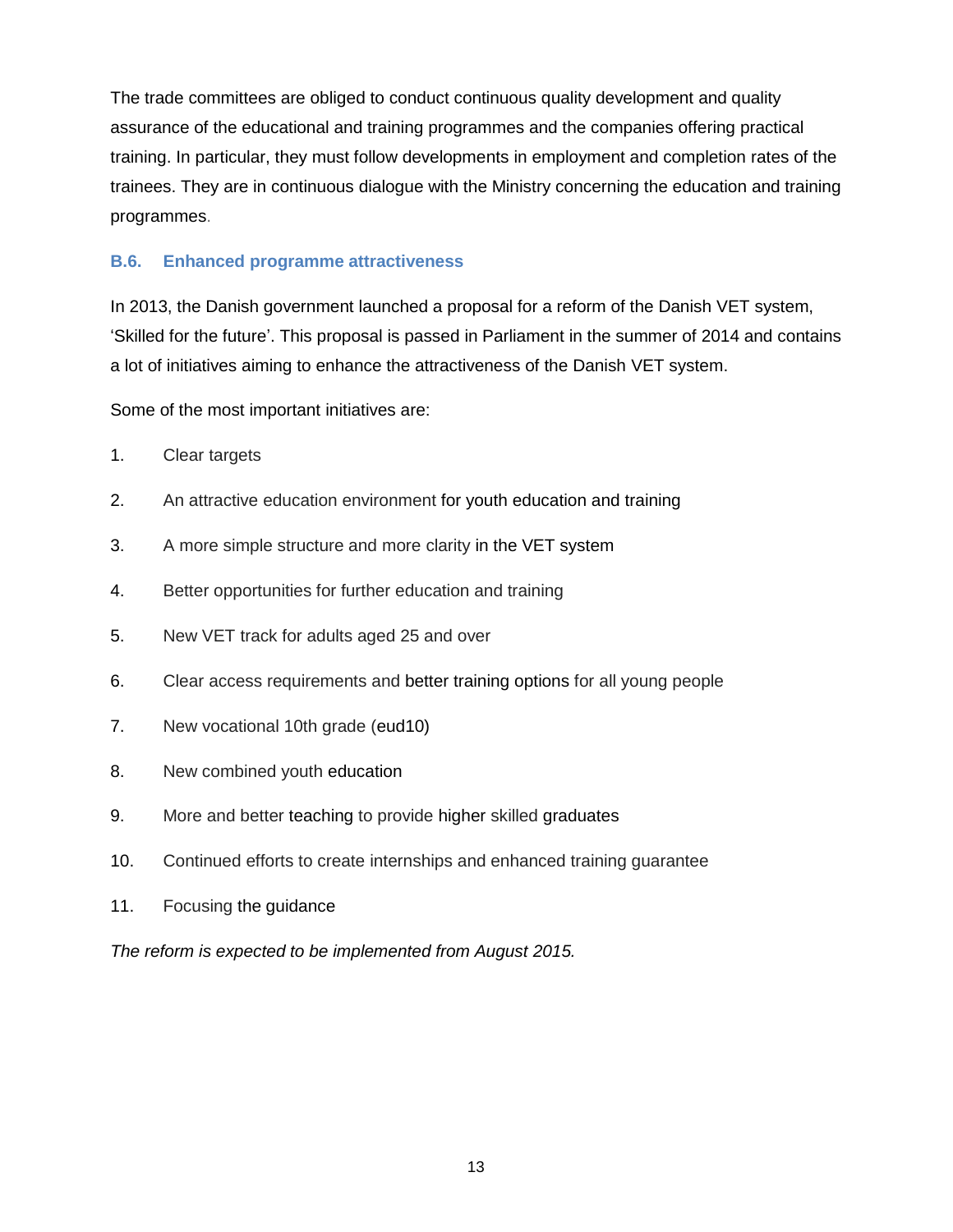The trade committees are obliged to conduct continuous quality development and quality assurance of the educational and training programmes and the companies offering practical training. In particular, they must follow developments in employment and completion rates of the trainees. They are in continuous dialogue with the Ministry concerning the education and training programmes.

### B.6. Enhanced programme attractiveness

In 2013, the Danish government launched a proposal for a reform of the Danish VET system, 'Skilled for the future'. This proposal is passed in Parliament in the summer of 2014 and contains a lot of initiatives aiming to enhance the attractiveness of the Danish VET system.

Some of the most important initiatives are:

1. Clear targets
2. An attractive education environment for youth education and training
3. A more simple structure and more clarity in the VET system
4. Better opportunities for further education and training
5. New VET track for adults aged 25 and over
6. Clear access requirements and better training options for all young people
7. New vocational 10th grade (eud10)
8. New combined youth education
9. More and better teaching to provide higher skilled graduates
10. Continued efforts to create internships and enhanced training guarantee
11. Focusing the guidance

*The reform is expected to be implemented from August 2015.*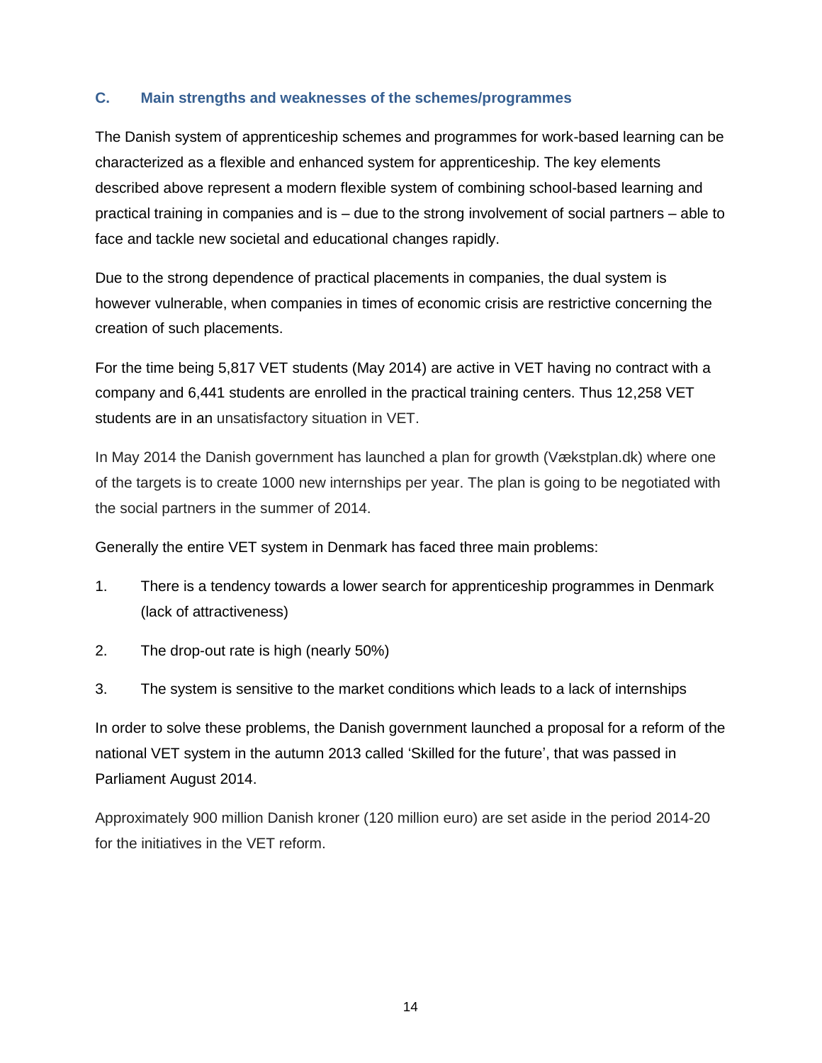### C. Main strengths and weaknesses of the schemes/programmes

The Danish system of apprenticeship schemes and programmes for work-based learning can be characterized as a flexible and enhanced system for apprenticeship. The key elements described above represent a modern flexible system of combining school-based learning and practical training in companies and is – due to the strong involvement of social partners – able to face and tackle new societal and educational changes rapidly.

Due to the strong dependence of practical placements in companies, the dual system is however vulnerable, when companies in times of economic crisis are restrictive concerning the creation of such placements.

For the time being 5,817 VET students (May 2014) are active in VET having no contract with a company and 6,441 students are enrolled in the practical training centers. Thus 12,258 VET students are in an unsatisfactory situation in VET.

In May 2014 the Danish government has launched a plan for growth (Vækstplan.dk) where one of the targets is to create 1000 new internships per year. The plan is going to be negotiated with the social partners in the summer of 2014.

Generally the entire VET system in Denmark has faced three main problems:

1. There is a tendency towards a lower search for apprenticeship programmes in Denmark (lack of attractiveness)
2. The drop-out rate is high (nearly 50%)
3. The system is sensitive to the market conditions which leads to a lack of internships

In order to solve these problems, the Danish government launched a proposal for a reform of the national VET system in the autumn 2013 called 'Skilled for the future', that was passed in Parliament August 2014.

Approximately 900 million Danish kroner (120 million euro) are set aside in the period 2014-20 for the initiatives in the VET reform.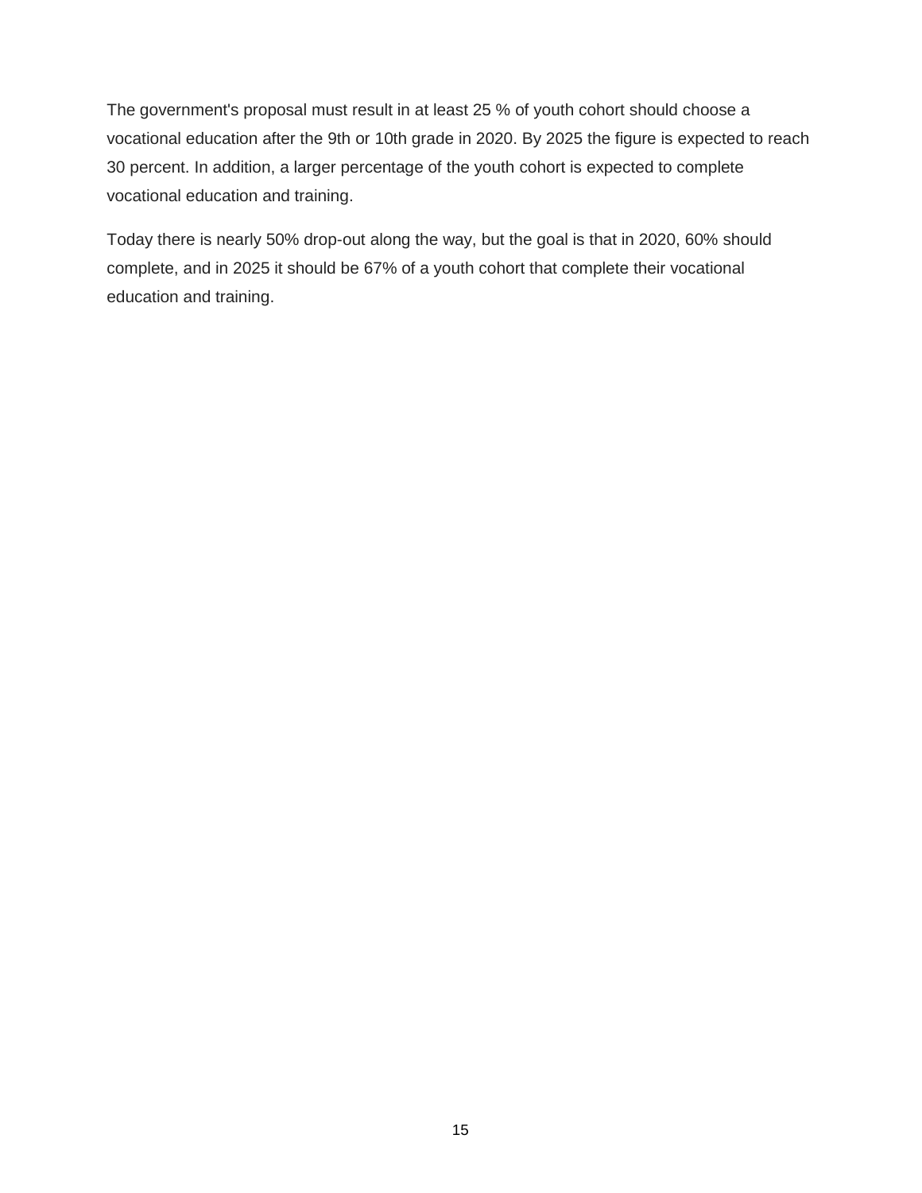The government's proposal must result in at least 25 % of youth cohort should choose a vocational education after the 9th or 10th grade in 2020. By 2025 the figure is expected to reach 30 percent. In addition, a larger percentage of the youth cohort is expected to complete vocational education and training.

Today there is nearly 50% drop-out along the way, but the goal is that in 2020, 60% should complete, and in 2025 it should be 67% of a youth cohort that complete their vocational education and training.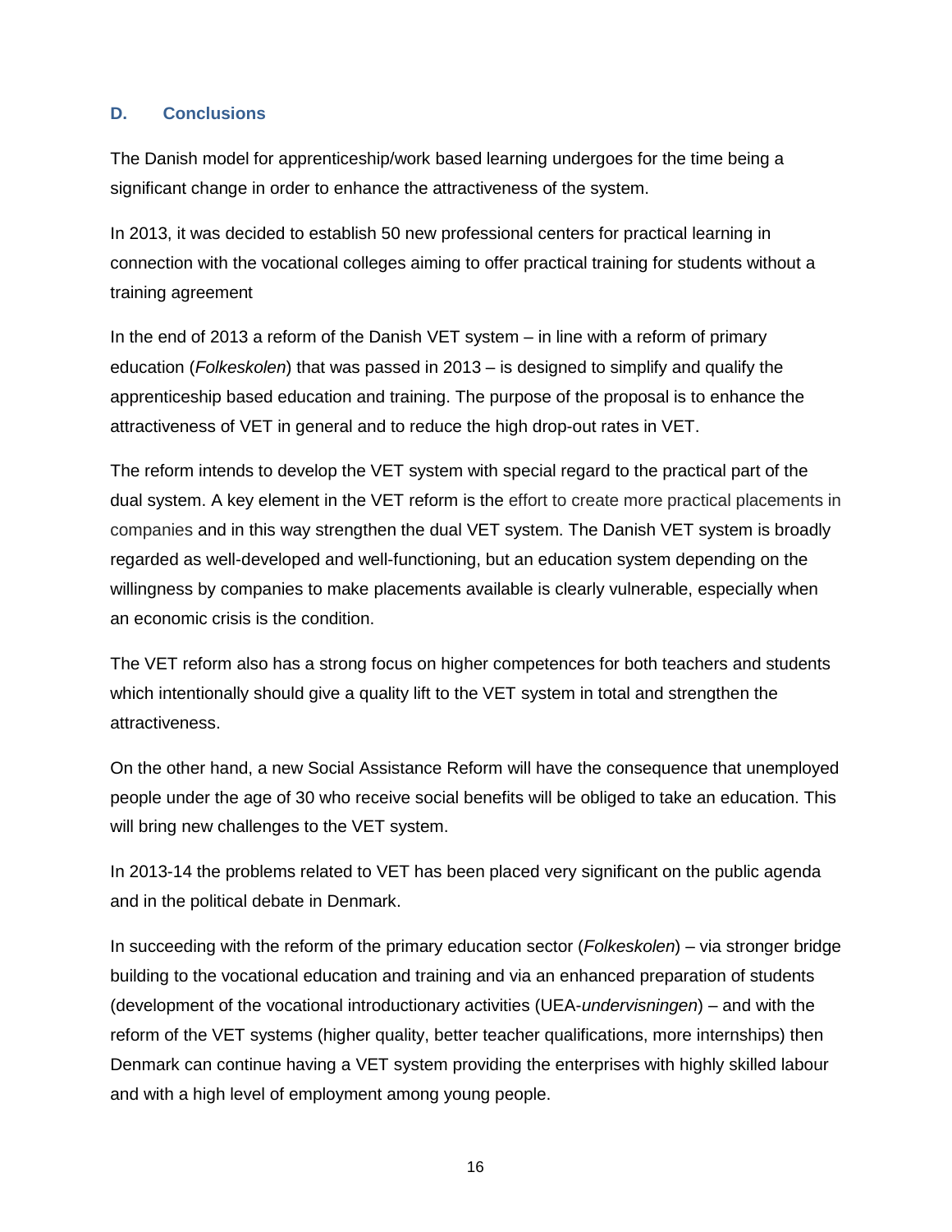## D. Conclusions

The Danish model for apprenticeship/work based learning undergoes for the time being a significant change in order to enhance the attractiveness of the system.

In 2013, it was decided to establish 50 new professional centers for practical learning in connection with the vocational colleges aiming to offer practical training for students without a training agreement

In the end of 2013 a reform of the Danish VET system – in line with a reform of primary education (*Folkeskolen*) that was passed in 2013 – is designed to simplify and qualify the apprenticeship based education and training. The purpose of the proposal is to enhance the attractiveness of VET in general and to reduce the high drop-out rates in VET.

The reform intends to develop the VET system with special regard to the practical part of the dual system. A key element in the VET reform is the effort to create more practical placements in companies and in this way strengthen the dual VET system. The Danish VET system is broadly regarded as well-developed and well-functioning, but an education system depending on the willingness by companies to make placements available is clearly vulnerable, especially when an economic crisis is the condition.

The VET reform also has a strong focus on higher competences for both teachers and students which intentionally should give a quality lift to the VET system in total and strengthen the attractiveness.

On the other hand, a new Social Assistance Reform will have the consequence that unemployed people under the age of 30 who receive social benefits will be obliged to take an education. This will bring new challenges to the VET system.

In 2013-14 the problems related to VET has been placed very significant on the public agenda and in the political debate in Denmark.

In succeeding with the reform of the primary education sector (*Folkeskolen*) – via stronger bridge building to the vocational education and training and via an enhanced preparation of students (development of the vocational introductionary activities (UEA-*undervisningen*) – and with the reform of the VET systems (higher quality, better teacher qualifications, more internships) then Denmark can continue having a VET system providing the enterprises with highly skilled labour and with a high level of employment among young people.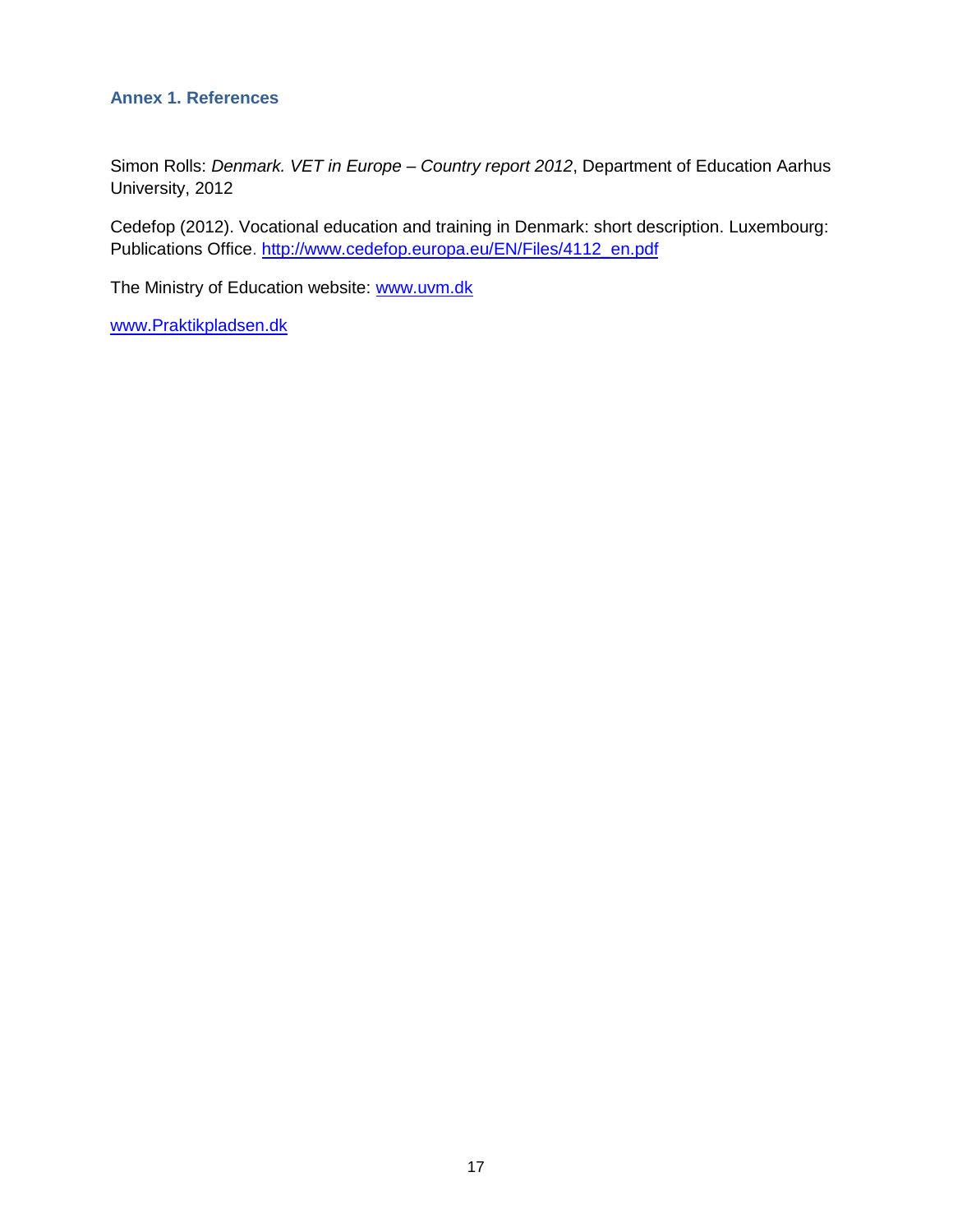## Annex 1. References

Simon Rolls: *Denmark. VET in Europe – Country report 2012*, Department of Education Aarhus University, 2012

Cedefop (2012). Vocational education and training in Denmark: short description. Luxembourg: Publications Office. http://www.cedefop.europa.eu/EN/Files/4112_en.pdf

The Ministry of Education website: www.uvm.dk

www.Praktikpladsen.dk